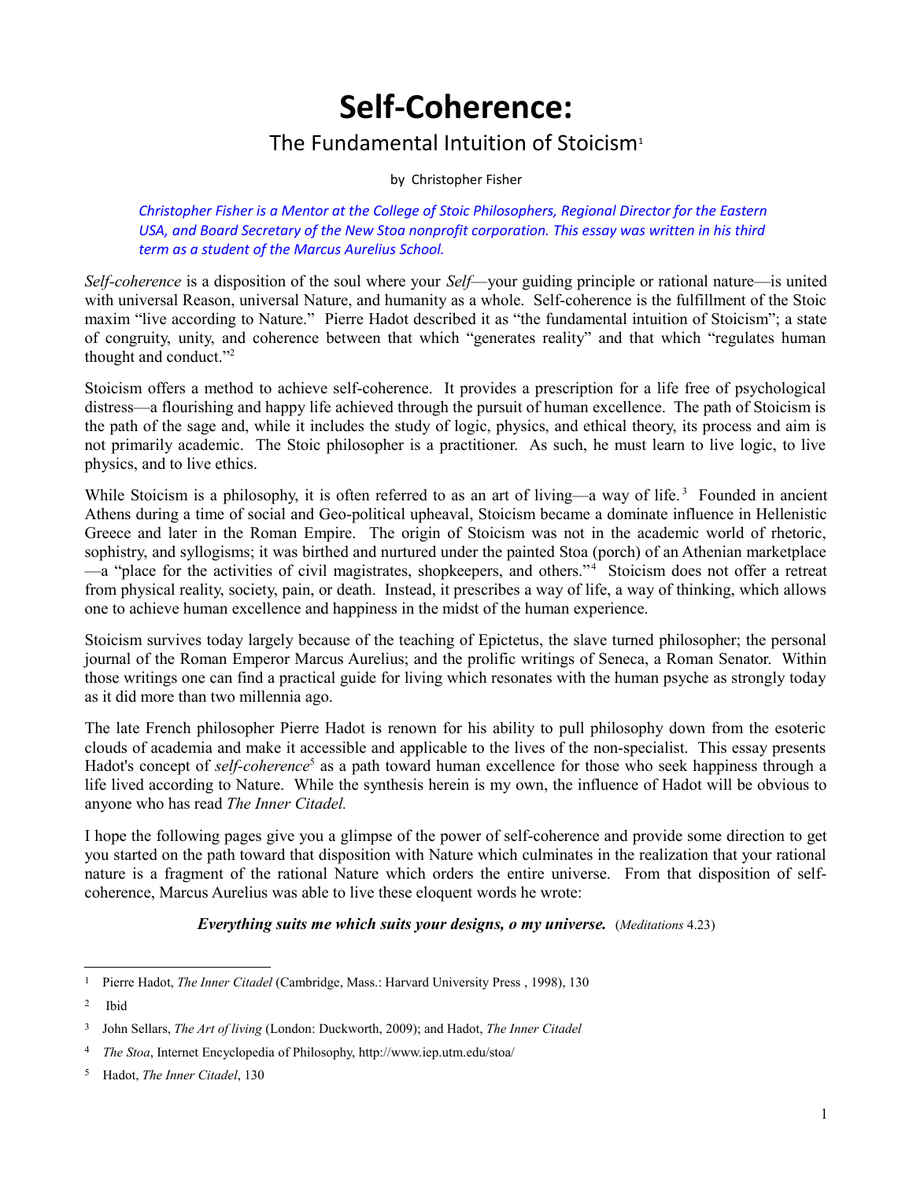# Self-Coherence:

## The Fundamental Intuition of Stoicism[1]

by Christopher Fisher

*Christopher Fisher is a Mentor at the College of Stoic Philosophers, Regional Director for the Eastern USA, and Board Secretary of the New Stoa nonprofit corporation. This essay was written in his third term as a student of the Marcus Aurelius School.*

*Self-coherence* is a disposition of the soul where your *Self*—your guiding principle or rational nature—is united with universal Reason, universal Nature, and humanity as a whole. Self-coherence is the fulfillment of the Stoic maxim "live according to Nature." Pierre Hadot described it as "the fundamental intuition of Stoicism"; a state of congruity, unity, and coherence between that which "generates reality" and that which "regulates human thought and conduct."[2]

Stoicism offers a method to achieve self-coherence. It provides a prescription for a life free of psychological distress—a flourishing and happy life achieved through the pursuit of human excellence. The path of Stoicism is the path of the sage and, while it includes the study of logic, physics, and ethical theory, its process and aim is not primarily academic. The Stoic philosopher is a practitioner. As such, he must learn to live logic, to live physics, and to live ethics.

While Stoicism is a philosophy, it is often referred to as an art of living—a way of life.[3] Founded in ancient Athens during a time of social and Geo-political upheaval, Stoicism became a dominate influence in Hellenistic Greece and later in the Roman Empire. The origin of Stoicism was not in the academic world of rhetoric, sophistry, and syllogisms; it was birthed and nurtured under the painted Stoa (porch) of an Athenian marketplace—a "place for the activities of civil magistrates, shopkeepers, and others."[4] Stoicism does not offer a retreat from physical reality, society, pain, or death. Instead, it prescribes a way of life, a way of thinking, which allows one to achieve human excellence and happiness in the midst of the human experience.

Stoicism survives today largely because of the teaching of Epictetus, the slave turned philosopher; the personal journal of the Roman Emperor Marcus Aurelius; and the prolific writings of Seneca, a Roman Senator. Within those writings one can find a practical guide for living which resonates with the human psyche as strongly today as it did more than two millennia ago.

The late French philosopher Pierre Hadot is renown for his ability to pull philosophy down from the esoteric clouds of academia and make it accessible and applicable to the lives of the non-specialist. This essay presents Hadot's concept of *self-coherence*[5] as a path toward human excellence for those who seek happiness through a life lived according to Nature. While the synthesis herein is my own, the influence of Hadot will be obvious to anyone who has read *The Inner Citadel.*

I hope the following pages give you a glimpse of the power of self-coherence and provide some direction to get you started on the path toward that disposition with Nature which culminates in the realization that your rational nature is a fragment of the rational Nature which orders the entire universe. From that disposition of self-coherence, Marcus Aurelius was able to live these eloquent words he wrote:

***Everything suits me which suits your designs, o my universe.*** (*Meditations* 4.23)

---

1 Pierre Hadot, *The Inner Citadel* (Cambridge, Mass.: Harvard University Press , 1998), 130

2 Ibid

3 John Sellars, *The Art of living* (London: Duckworth, 2009); and Hadot, *The Inner Citadel*

4 *The Stoa*, Internet Encyclopedia of Philosophy, http://www.iep.utm.edu/stoa/

5 Hadot, *The Inner Citadel*, 130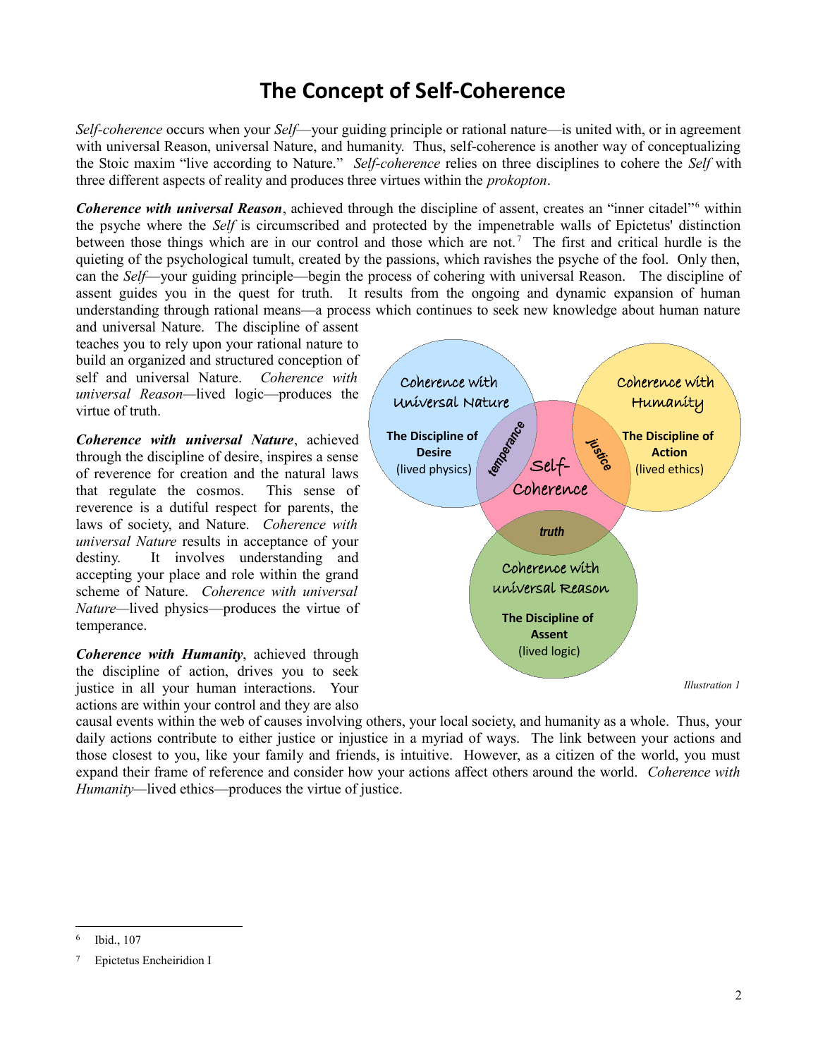# The Concept of Self-Coherence

*Self-coherence* occurs when your *Self*—your guiding principle or rational nature—is united with, or in agreement with universal Reason, universal Nature, and humanity. Thus, self-coherence is another way of conceptualizing the Stoic maxim "live according to Nature." *Self-coherence* relies on three disciplines to cohere the *Self* with three different aspects of reality and produces three virtues within the *prokopton*.

***Coherence with universal Reason***, achieved through the discipline of assent, creates an "inner citadel"[6] within the psyche where the *Self* is circumscribed and protected by the impenetrable walls of Epictetus' distinction between those things which are in our control and those which are not.[7] The first and critical hurdle is the quieting of the psychological tumult, created by the passions, which ravishes the psyche of the fool. Only then, can the *Self*—your guiding principle—begin the process of cohering with universal Reason. The discipline of assent guides you in the quest for truth. It results from the ongoing and dynamic expansion of human understanding through rational means—a process which continues to seek new knowledge about human nature and universal Nature. The discipline of assent teaches you to rely upon your rational nature to build an organized and structured conception of self and universal Nature. *Coherence with universal Reason*—lived logic—produces the virtue of truth.

***Coherence with universal Nature***, achieved through the discipline of desire, inspires a sense of reverence for creation and the natural laws that regulate the cosmos. This sense of reverence is a dutiful respect for parents, the laws of society, and Nature. *Coherence with universal Nature* results in acceptance of your destiny. It involves understanding and accepting your place and role within the grand scheme of Nature. *Coherence with universal Nature*—lived physics—produces the virtue of temperance.

***Coherence with Humanity***, achieved through the discipline of action, drives you to seek justice in all your human interactions. Your actions are within your control and they are also causal events within the web of causes involving others, your local society, and humanity as a whole. Thus, your daily actions contribute to either justice or injustice in a myriad of ways. The link between your actions and those closest to you, like your family and friends, is intuitive. However, as a citizen of the world, you must expand their frame of reference and consider how your actions affect others around the world. *Coherence with Humanity*—lived ethics—produces the virtue of justice.

Coherence with Universal Nature — **The Discipline of Desire** (lived physics)

Coherence with Humanity — **The Discipline of Action** (lived ethics)

Coherence with Universal Reason — **The Discipline of Assent** (lived logic)

Self-Coherence — *temperance*, *justice*, *truth*

*Illustration 1*

[6] Ibid., 107

[7] Epictetus Encheiridion I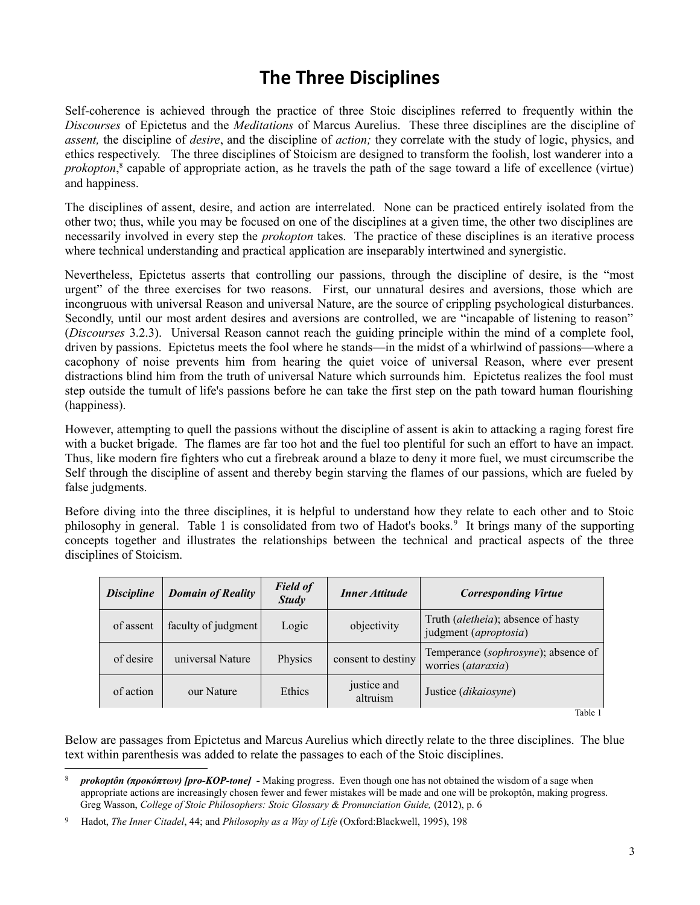# The Three Disciplines

Self-coherence is achieved through the practice of three Stoic disciplines referred to frequently within the *Discourses* of Epictetus and the *Meditations* of Marcus Aurelius. These three disciplines are the discipline of *assent,* the discipline of *desire*, and the discipline of *action;* they correlate with the study of logic, physics, and ethics respectively. The three disciplines of Stoicism are designed to transform the foolish, lost wanderer into a *prokopton*,[8] capable of appropriate action, as he travels the path of the sage toward a life of excellence (virtue) and happiness.

The disciplines of assent, desire, and action are interrelated. None can be practiced entirely isolated from the other two; thus, while you may be focused on one of the disciplines at a given time, the other two disciplines are necessarily involved in every step the *prokopton* takes. The practice of these disciplines is an iterative process where technical understanding and practical application are inseparably intertwined and synergistic.

Nevertheless, Epictetus asserts that controlling our passions, through the discipline of desire, is the "most urgent" of the three exercises for two reasons. First, our unnatural desires and aversions, those which are incongruous with universal Reason and universal Nature, are the source of crippling psychological disturbances. Secondly, until our most ardent desires and aversions are controlled, we are "incapable of listening to reason" (*Discourses* 3.2.3). Universal Reason cannot reach the guiding principle within the mind of a complete fool, driven by passions. Epictetus meets the fool where he stands—in the midst of a whirlwind of passions—where a cacophony of noise prevents him from hearing the quiet voice of universal Reason, where ever present distractions blind him from the truth of universal Nature which surrounds him. Epictetus realizes the fool must step outside the tumult of life's passions before he can take the first step on the path toward human flourishing (happiness).

However, attempting to quell the passions without the discipline of assent is akin to attacking a raging forest fire with a bucket brigade. The flames are far too hot and the fuel too plentiful for such an effort to have an impact. Thus, like modern fire fighters who cut a firebreak around a blaze to deny it more fuel, we must circumscribe the Self through the discipline of assent and thereby begin starving the flames of our passions, which are fueled by false judgments.

Before diving into the three disciplines, it is helpful to understand how they relate to each other and to Stoic philosophy in general. Table 1 is consolidated from two of Hadot's books.[9] It brings many of the supporting concepts together and illustrates the relationships between the technical and practical aspects of the three disciplines of Stoicism.

| ***Discipline*** | ***Domain of Reality*** | ***Field of Study*** | ***Inner Attitude*** | ***Corresponding Virtue*** |
|---|---|---|---|---|
| of assent | faculty of judgment | Logic | objectivity | Truth (*aletheia*); absence of hasty judgment (*aproptosia*) |
| of desire | universal Nature | Physics | consent to destiny | Temperance (*sophrosyne*); absence of worries (*ataraxia*) |
| of action | our Nature | Ethics | justice and altruism | Justice (*dikaiosyne*) |

Table 1

Below are passages from Epictetus and Marcus Aurelius which directly relate to the three disciplines. The blue text within parenthesis was added to relate the passages to each of the Stoic disciplines.

---

[8] ***prokoptôn (προκόπτων) [pro-KOP-tone]*** **-** Making progress. Even though one has not obtained the wisdom of a sage when appropriate actions are increasingly chosen fewer and fewer mistakes will be made and one will be prokoptôn, making progress. Greg Wasson, *College of Stoic Philosophers: Stoic Glossary & Pronunciation Guide,* (2012), p. 6

[9] Hadot, *The Inner Citadel*, 44; and *Philosophy as a Way of Life* (Oxford:Blackwell, 1995), 198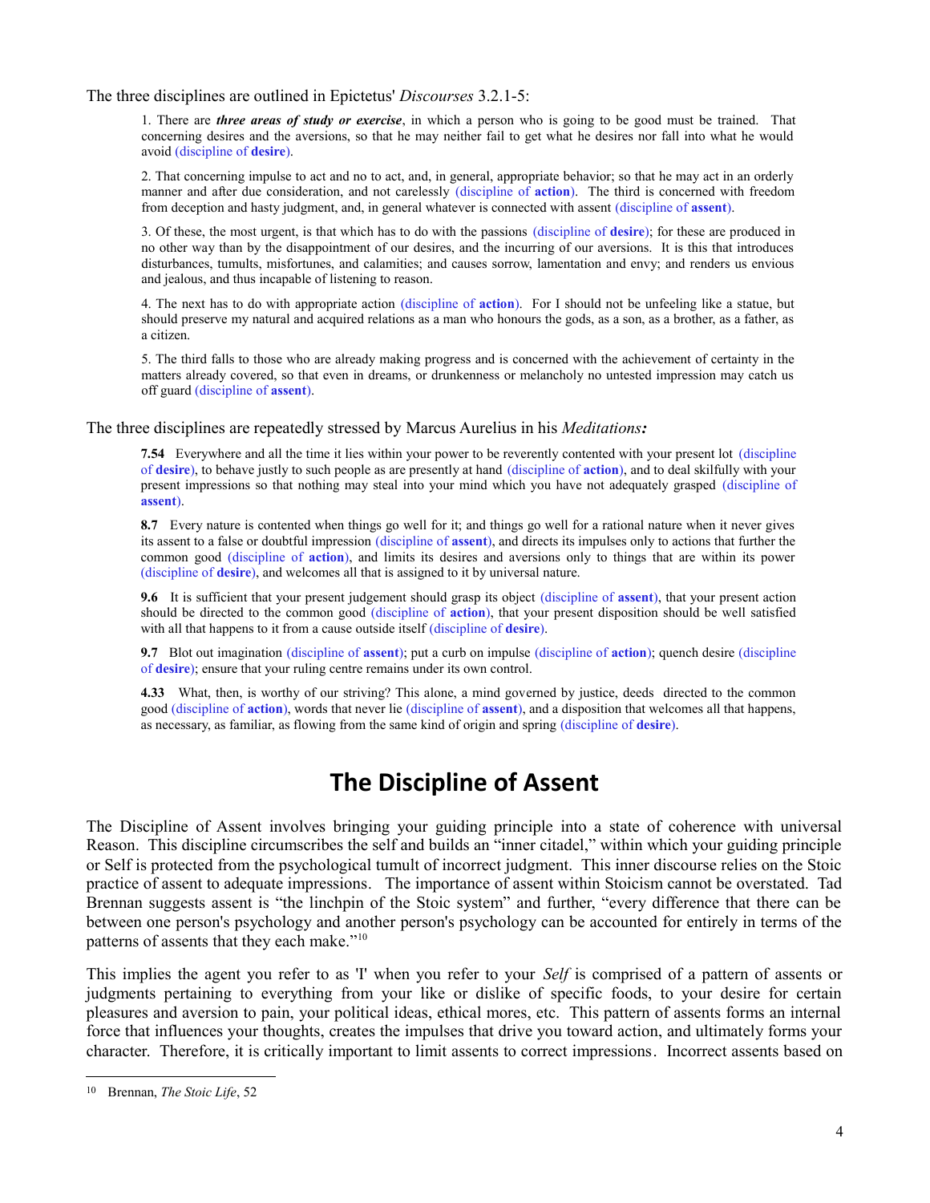The three disciplines are outlined in Epictetus' *Discourses* 3.2.1-5:

> 1. There are ***three areas of study or exercise***, in which a person who is going to be good must be trained. That concerning desires and the aversions, so that he may neither fail to get what he desires nor fall into what he would avoid (discipline of **desire**).
>
> 2. That concerning impulse to act and no to act, and, in general, appropriate behavior; so that he may act in an orderly manner and after due consideration, and not carelessly (discipline of **action**). The third is concerned with freedom from deception and hasty judgment, and, in general whatever is connected with assent (discipline of **assent**).
>
> 3. Of these, the most urgent, is that which has to do with the passions (discipline of **desire**); for these are produced in no other way than by the disappointment of our desires, and the incurring of our aversions. It is this that introduces disturbances, tumults, misfortunes, and calamities; and causes sorrow, lamentation and envy; and renders us envious and jealous, and thus incapable of listening to reason.
>
> 4. The next has to do with appropriate action (discipline of **action**). For I should not be unfeeling like a statue, but should preserve my natural and acquired relations as a man who honours the gods, as a son, as a brother, as a father, as a citizen.
>
> 5. The third falls to those who are already making progress and is concerned with the achievement of certainty in the matters already covered, so that even in dreams, or drunkenness or melancholy no untested impression may catch us off guard (discipline of **assent**).

The three disciplines are repeatedly stressed by Marcus Aurelius in his *Meditations:*

> **7.54** Everywhere and all the time it lies within your power to be reverently contented with your present lot (discipline of **desire**), to behave justly to such people as are presently at hand (discipline of **action**), and to deal skilfully with your present impressions so that nothing may steal into your mind which you have not adequately grasped (discipline of **assent**).
>
> **8.7** Every nature is contented when things go well for it; and things go well for a rational nature when it never gives its assent to a false or doubtful impression (discipline of **assent**), and directs its impulses only to actions that further the common good (discipline of **action**), and limits its desires and aversions only to things that are within its power (discipline of **desire**), and welcomes all that is assigned to it by universal nature.
>
> **9.6** It is sufficient that your present judgement should grasp its object (discipline of **assent**), that your present action should be directed to the common good (discipline of **action**), that your present disposition should be well satisfied with all that happens to it from a cause outside itself (discipline of **desire**).
>
> **9.7** Blot out imagination (discipline of **assent**); put a curb on impulse (discipline of **action**); quench desire (discipline of **desire**); ensure that your ruling centre remains under its own control.
>
> **4.33** What, then, is worthy of our striving? This alone, a mind governed by justice, deeds directed to the common good (discipline of **action**), words that never lie (discipline of **assent**), and a disposition that welcomes all that happens, as necessary, as familiar, as flowing from the same kind of origin and spring (discipline of **desire**).

# The Discipline of Assent

The Discipline of Assent involves bringing your guiding principle into a state of coherence with universal Reason. This discipline circumscribes the self and builds an "inner citadel," within which your guiding principle or Self is protected from the psychological tumult of incorrect judgment. This inner discourse relies on the Stoic practice of assent to adequate impressions. The importance of assent within Stoicism cannot be overstated. Tad Brennan suggests assent is "the linchpin of the Stoic system" and further, "every difference that there can be between one person's psychology and another person's psychology can be accounted for entirely in terms of the patterns of assents that they each make."[10]

This implies the agent you refer to as 'I' when you refer to your *Self* is comprised of a pattern of assents or judgments pertaining to everything from your like or dislike of specific foods, to your desire for certain pleasures and aversion to pain, your political ideas, ethical mores, etc. This pattern of assents forms an internal force that influences your thoughts, creates the impulses that drive you toward action, and ultimately forms your character. Therefore, it is critically important to limit assents to correct impressions. Incorrect assents based on

[10] Brennan, *The Stoic Life*, 52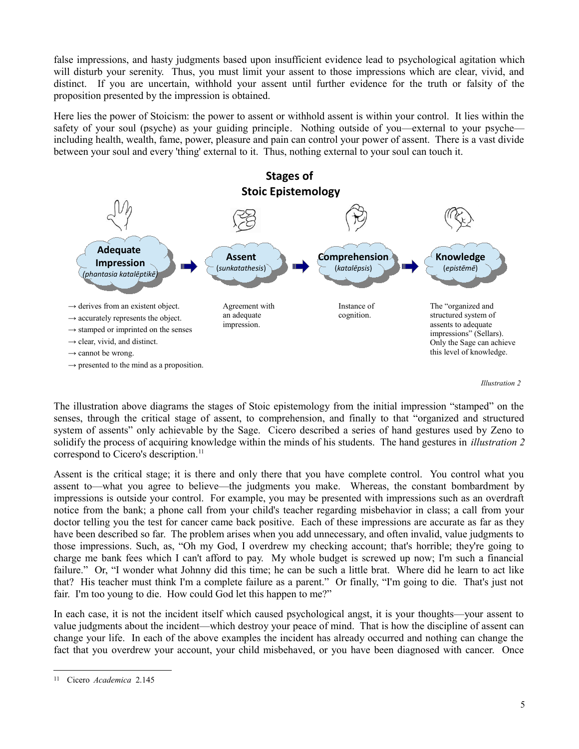false impressions, and hasty judgments based upon insufficient evidence lead to psychological agitation which will disturb your serenity. Thus, you must limit your assent to those impressions which are clear, vivid, and distinct. If you are uncertain, withhold your assent until further evidence for the truth or falsity of the proposition presented by the impression is obtained.

Here lies the power of Stoicism: the power to assent or withhold assent is within your control. It lies within the safety of your soul (psyche) as your guiding principle. Nothing outside of you—external to your psyche—including health, wealth, fame, power, pleasure and pain can control your power of assent. There is a vast divide between your soul and every 'thing' external to it. Thus, nothing external to your soul can touch it.

**Stages of Stoic Epistemology**

**Adequate Impression** (*phantasia katalēptikē*) → **Assent** (*sunkatathesis*) → **Comprehension** (*katalēpsis*) → **Knowledge** (*epistēmē*)

**Adequate Impression:**
- → derives from an existent object.
- → accurately represents the object.
- → stamped or imprinted on the senses
- → clear, vivid, and distinct.
- → cannot be wrong.
- → presented to the mind as a proposition.

**Assent:** Agreement with an adequate impression.

**Comprehension:** Instance of cognition.

**Knowledge:** The "organized and structured system of assents to adequate impressions" (Sellars). Only the Sage can achieve this level of knowledge.

*Illustration 2*

The illustration above diagrams the stages of Stoic epistemology from the initial impression "stamped" on the senses, through the critical stage of assent, to comprehension, and finally to that "organized and structured system of assents" only achievable by the Sage. Cicero described a series of hand gestures used by Zeno to solidify the process of acquiring knowledge within the minds of his students. The hand gestures in *illustration 2* correspond to Cicero's description.[11]

Assent is the critical stage; it is there and only there that you have complete control. You control what you assent to—what you agree to believe—the judgments you make. Whereas, the constant bombardment by impressions is outside your control. For example, you may be presented with impressions such as an overdraft notice from the bank; a phone call from your child's teacher regarding misbehavior in class; a call from your doctor telling you the test for cancer came back positive. Each of these impressions are accurate as far as they have been described so far. The problem arises when you add unnecessary, and often invalid, value judgments to those impressions. Such, as, "Oh my God, I overdrew my checking account; that's horrible; they're going to charge me bank fees which I can't afford to pay. My whole budget is screwed up now; I'm such a financial failure." Or, "I wonder what Johnny did this time; he can be such a little brat. Where did he learn to act like that? His teacher must think I'm a complete failure as a parent." Or finally, "I'm going to die. That's just not fair. I'm too young to die. How could God let this happen to me?"

In each case, it is not the incident itself which caused psychological angst, it is your thoughts—your assent to value judgments about the incident—which destroy your peace of mind. That is how the discipline of assent can change your life. In each of the above examples the incident has already occurred and nothing can change the fact that you overdrew your account, your child misbehaved, or you have been diagnosed with cancer. Once

---

[11] Cicero *Academica* 2.145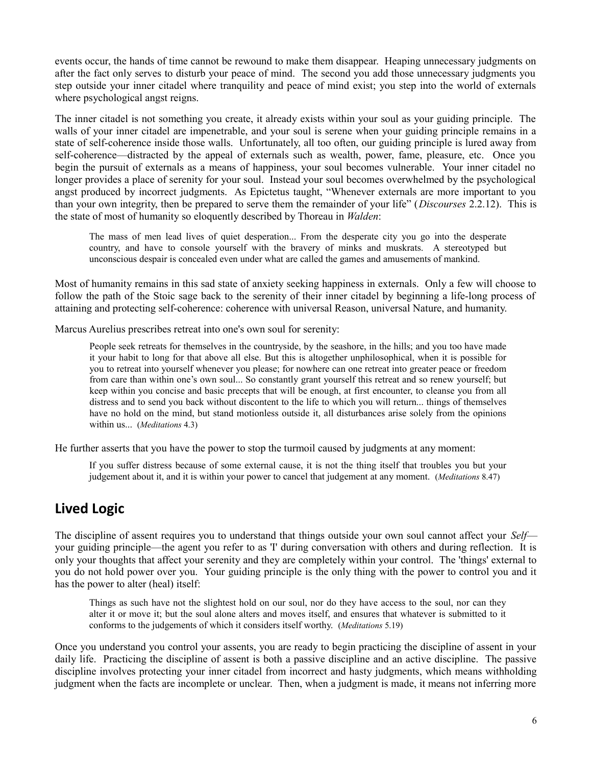events occur, the hands of time cannot be rewound to make them disappear. Heaping unnecessary judgments on after the fact only serves to disturb your peace of mind. The second you add those unnecessary judgments you step outside your inner citadel where tranquility and peace of mind exist; you step into the world of externals where psychological angst reigns.

The inner citadel is not something you create, it already exists within your soul as your guiding principle. The walls of your inner citadel are impenetrable, and your soul is serene when your guiding principle remains in a state of self-coherence inside those walls. Unfortunately, all too often, our guiding principle is lured away from self-coherence—distracted by the appeal of externals such as wealth, power, fame, pleasure, etc. Once you begin the pursuit of externals as a means of happiness, your soul becomes vulnerable. Your inner citadel no longer provides a place of serenity for your soul. Instead your soul becomes overwhelmed by the psychological angst produced by incorrect judgments. As Epictetus taught, "Whenever externals are more important to you than your own integrity, then be prepared to serve them the remainder of your life" (*Discourses* 2.2.12). This is the state of most of humanity so eloquently described by Thoreau in *Walden*:

> The mass of men lead lives of quiet desperation... From the desperate city you go into the desperate country, and have to console yourself with the bravery of minks and muskrats. A stereotyped but unconscious despair is concealed even under what are called the games and amusements of mankind.

Most of humanity remains in this sad state of anxiety seeking happiness in externals. Only a few will choose to follow the path of the Stoic sage back to the serenity of their inner citadel by beginning a life-long process of attaining and protecting self-coherence: coherence with universal Reason, universal Nature, and humanity.

Marcus Aurelius prescribes retreat into one's own soul for serenity:

> People seek retreats for themselves in the countryside, by the seashore, in the hills; and you too have made it your habit to long for that above all else. But this is altogether unphilosophical, when it is possible for you to retreat into yourself whenever you please; for nowhere can one retreat into greater peace or freedom from care than within one's own soul... So constantly grant yourself this retreat and so renew yourself; but keep within you concise and basic precepts that will be enough, at first encounter, to cleanse you from all distress and to send you back without discontent to the life to which you will return... things of themselves have no hold on the mind, but stand motionless outside it, all disturbances arise solely from the opinions within us... (*Meditations* 4.3)

He further asserts that you have the power to stop the turmoil caused by judgments at any moment:

> If you suffer distress because of some external cause, it is not the thing itself that troubles you but your judgement about it, and it is within your power to cancel that judgement at any moment. (*Meditations* 8.47)

## Lived Logic

The discipline of assent requires you to understand that things outside your own soul cannot affect your *Self*—your guiding principle—the agent you refer to as 'I' during conversation with others and during reflection. It is only your thoughts that affect your serenity and they are completely within your control. The 'things' external to you do not hold power over you. Your guiding principle is the only thing with the power to control you and it has the power to alter (heal) itself:

> Things as such have not the slightest hold on our soul, nor do they have access to the soul, nor can they alter it or move it; but the soul alone alters and moves itself, and ensures that whatever is submitted to it conforms to the judgements of which it considers itself worthy. (*Meditations* 5.19)

Once you understand you control your assents, you are ready to begin practicing the discipline of assent in your daily life. Practicing the discipline of assent is both a passive discipline and an active discipline. The passive discipline involves protecting your inner citadel from incorrect and hasty judgments, which means withholding judgment when the facts are incomplete or unclear. Then, when a judgment is made, it means not inferring more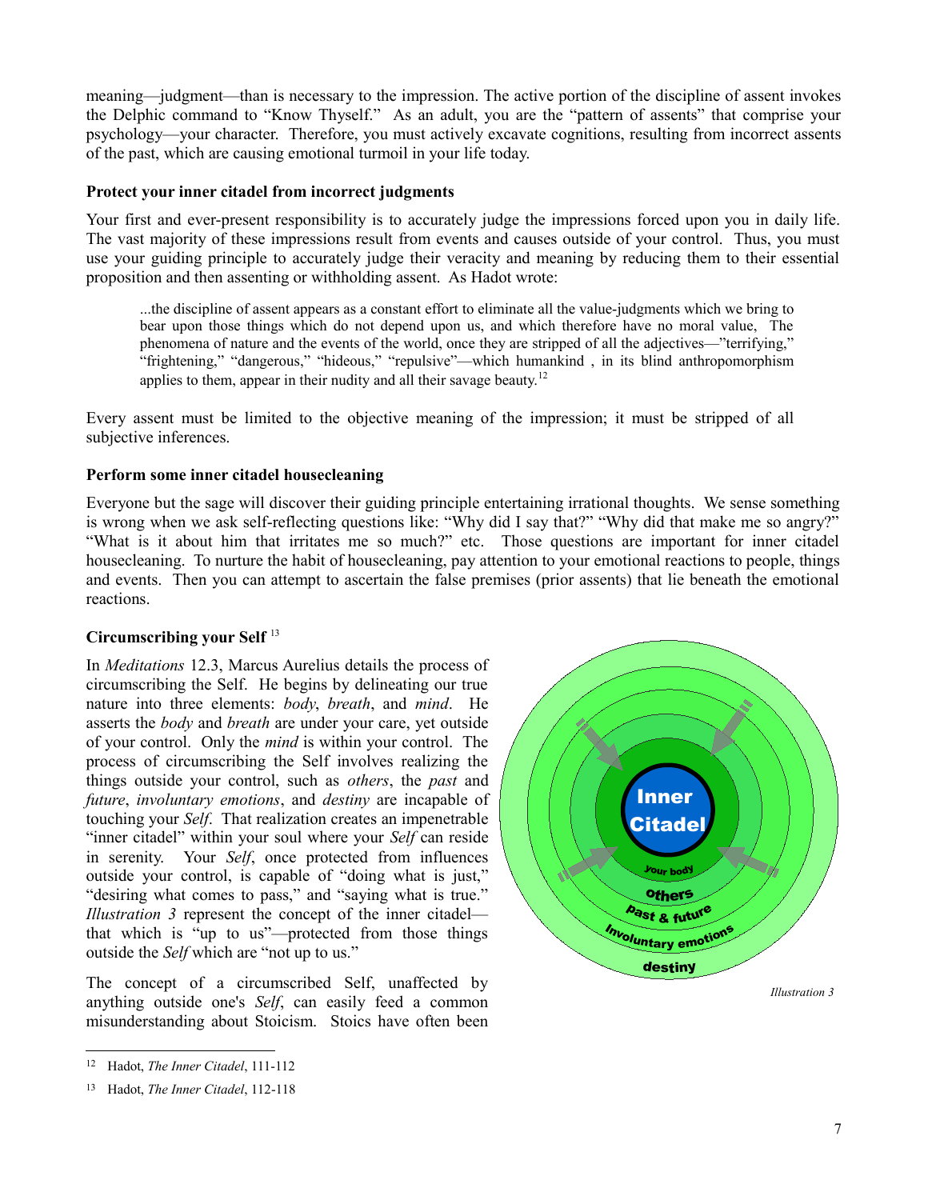meaning—judgment—than is necessary to the impression. The active portion of the discipline of assent invokes the Delphic command to "Know Thyself." As an adult, you are the "pattern of assents" that comprise your psychology—your character. Therefore, you must actively excavate cognitions, resulting from incorrect assents of the past, which are causing emotional turmoil in your life today.

**Protect your inner citadel from incorrect judgments**

Your first and ever-present responsibility is to accurately judge the impressions forced upon you in daily life. The vast majority of these impressions result from events and causes outside of your control. Thus, you must use your guiding principle to accurately judge their veracity and meaning by reducing them to their essential proposition and then assenting or withholding assent. As Hadot wrote:

> ...the discipline of assent appears as a constant effort to eliminate all the value-judgments which we bring to bear upon those things which do not depend upon us, and which therefore have no moral value, The phenomena of nature and the events of the world, once they are stripped of all the adjectives—"terrifying," "frightening," "dangerous," "hideous," "repulsive"—which humankind , in its blind anthropomorphism applies to them, appear in their nudity and all their savage beauty.[12]

Every assent must be limited to the objective meaning of the impression; it must be stripped of all subjective inferences.

**Perform some inner citadel housecleaning**

Everyone but the sage will discover their guiding principle entertaining irrational thoughts. We sense something is wrong when we ask self-reflecting questions like: "Why did I say that?" "Why did that make me so angry?" "What is it about him that irritates me so much?" etc. Those questions are important for inner citadel housecleaning. To nurture the habit of housecleaning, pay attention to your emotional reactions to people, things and events. Then you can attempt to ascertain the false premises (prior assents) that lie beneath the emotional reactions.

**Circumscribing your Self** [13]

In *Meditations* 12.3, Marcus Aurelius details the process of circumscribing the Self. He begins by delineating our true nature into three elements: *body*, *breath*, and *mind*. He asserts the *body* and *breath* are under your care, yet outside of your control. Only the *mind* is within your control. The process of circumscribing the Self involves realizing the things outside your control, such as *others*, the *past* and *future*, *involuntary emotions*, and *destiny* are incapable of touching your *Self*. That realization creates an impenetrable "inner citadel" within your soul where your *Self* can reside in serenity. Your *Self*, once protected from influences outside your control, is capable of "doing what is just," "desiring what comes to pass," and "saying what is true." *Illustration 3* represent the concept of the inner citadel—that which is "up to us"—protected from those things outside the *Self* which are "not up to us."

Inner Citadel — your body — others — past & future — involuntary emotions — destiny

*Illustration 3*

The concept of a circumscribed Self, unaffected by anything outside one's *Self*, can easily feed a common misunderstanding about Stoicism. Stoics have often been

---

12 Hadot, *The Inner Citadel*, 111-112

13 Hadot, *The Inner Citadel*, 112-118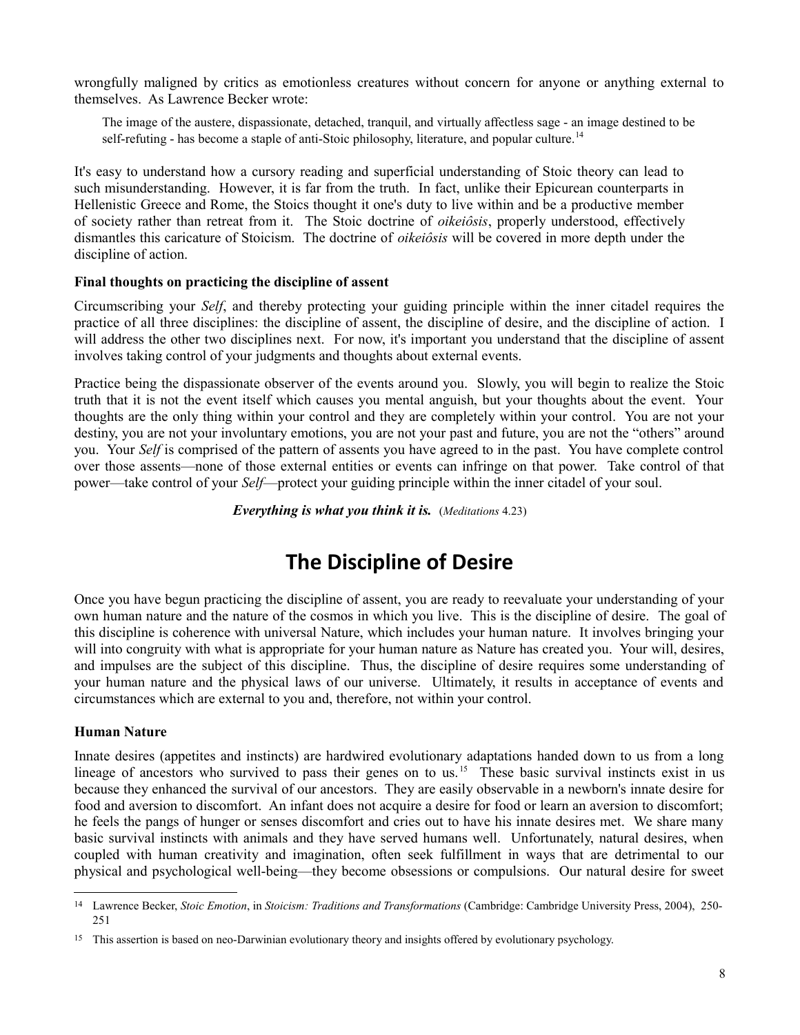wrongfully maligned by critics as emotionless creatures without concern for anyone or anything external to themselves. As Lawrence Becker wrote:

> The image of the austere, dispassionate, detached, tranquil, and virtually affectless sage - an image destined to be self-refuting - has become a staple of anti-Stoic philosophy, literature, and popular culture.[14]

It's easy to understand how a cursory reading and superficial understanding of Stoic theory can lead to such misunderstanding. However, it is far from the truth. In fact, unlike their Epicurean counterparts in Hellenistic Greece and Rome, the Stoics thought it one's duty to live within and be a productive member of society rather than retreat from it. The Stoic doctrine of *oikeiôsis*, properly understood, effectively dismantles this caricature of Stoicism. The doctrine of *oikeiôsis* will be covered in more depth under the discipline of action.

**Final thoughts on practicing the discipline of assent**

Circumscribing your *Self*, and thereby protecting your guiding principle within the inner citadel requires the practice of all three disciplines: the discipline of assent, the discipline of desire, and the discipline of action. I will address the other two disciplines next. For now, it's important you understand that the discipline of assent involves taking control of your judgments and thoughts about external events.

Practice being the dispassionate observer of the events around you. Slowly, you will begin to realize the Stoic truth that it is not the event itself which causes you mental anguish, but your thoughts about the event. Your thoughts are the only thing within your control and they are completely within your control. You are not your destiny, you are not your involuntary emotions, you are not your past and future, you are not the "others" around you. Your *Self* is comprised of the pattern of assents you have agreed to in the past. You have complete control over those assents—none of those external entities or events can infringe on that power. Take control of that power—take control of your *Self*—protect your guiding principle within the inner citadel of your soul.

***Everything is what you think it is.*** (*Meditations* 4.23)

# The Discipline of Desire

Once you have begun practicing the discipline of assent, you are ready to reevaluate your understanding of your own human nature and the nature of the cosmos in which you live. This is the discipline of desire. The goal of this discipline is coherence with universal Nature, which includes your human nature. It involves bringing your will into congruity with what is appropriate for your human nature as Nature has created you. Your will, desires, and impulses are the subject of this discipline. Thus, the discipline of desire requires some understanding of your human nature and the physical laws of our universe. Ultimately, it results in acceptance of events and circumstances which are external to you and, therefore, not within your control.

**Human Nature**

Innate desires (appetites and instincts) are hardwired evolutionary adaptations handed down to us from a long lineage of ancestors who survived to pass their genes on to us.[15] These basic survival instincts exist in us because they enhanced the survival of our ancestors. They are easily observable in a newborn's innate desire for food and aversion to discomfort. An infant does not acquire a desire for food or learn an aversion to discomfort; he feels the pangs of hunger or senses discomfort and cries out to have his innate desires met. We share many basic survival instincts with animals and they have served humans well. Unfortunately, natural desires, when coupled with human creativity and imagination, often seek fulfillment in ways that are detrimental to our physical and psychological well-being—they become obsessions or compulsions. Our natural desire for sweet

---

[14] Lawrence Becker, *Stoic Emotion*, in *Stoicism: Traditions and Transformations* (Cambridge: Cambridge University Press, 2004), 250-251

[15] This assertion is based on neo-Darwinian evolutionary theory and insights offered by evolutionary psychology.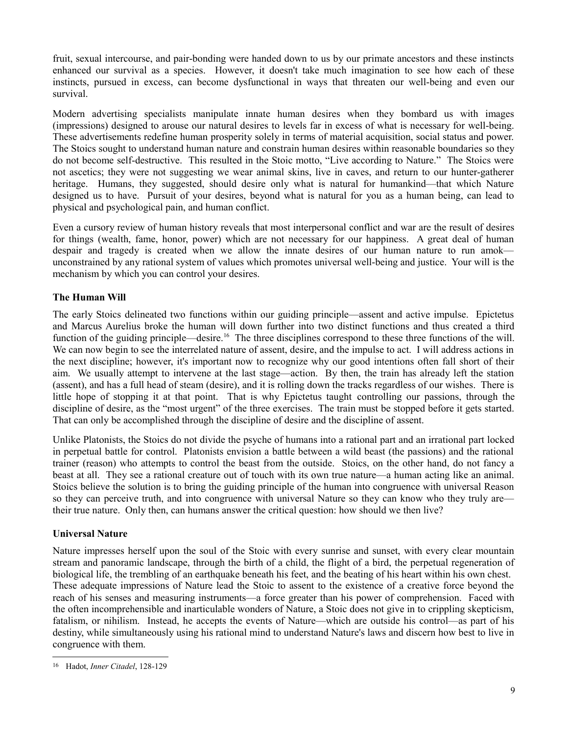fruit, sexual intercourse, and pair-bonding were handed down to us by our primate ancestors and these instincts enhanced our survival as a species. However, it doesn't take much imagination to see how each of these instincts, pursued in excess, can become dysfunctional in ways that threaten our well-being and even our survival.

Modern advertising specialists manipulate innate human desires when they bombard us with images (impressions) designed to arouse our natural desires to levels far in excess of what is necessary for well-being. These advertisements redefine human prosperity solely in terms of material acquisition, social status and power. The Stoics sought to understand human nature and constrain human desires within reasonable boundaries so they do not become self-destructive. This resulted in the Stoic motto, "Live according to Nature." The Stoics were not ascetics; they were not suggesting we wear animal skins, live in caves, and return to our hunter-gatherer heritage. Humans, they suggested, should desire only what is natural for humankind—that which Nature designed us to have. Pursuit of your desires, beyond what is natural for you as a human being, can lead to physical and psychological pain, and human conflict.

Even a cursory review of human history reveals that most interpersonal conflict and war are the result of desires for things (wealth, fame, honor, power) which are not necessary for our happiness. A great deal of human despair and tragedy is created when we allow the innate desires of our human nature to run amok—unconstrained by any rational system of values which promotes universal well-being and justice. Your will is the mechanism by which you can control your desires.

**The Human Will**

The early Stoics delineated two functions within our guiding principle—assent and active impulse. Epictetus and Marcus Aurelius broke the human will down further into two distinct functions and thus created a third function of the guiding principle—desire.[16] The three disciplines correspond to these three functions of the will. We can now begin to see the interrelated nature of assent, desire, and the impulse to act. I will address actions in the next discipline; however, it's important now to recognize why our good intentions often fall short of their aim. We usually attempt to intervene at the last stage—action. By then, the train has already left the station (assent), and has a full head of steam (desire), and it is rolling down the tracks regardless of our wishes. There is little hope of stopping it at that point. That is why Epictetus taught controlling our passions, through the discipline of desire, as the "most urgent" of the three exercises. The train must be stopped before it gets started. That can only be accomplished through the discipline of desire and the discipline of assent.

Unlike Platonists, the Stoics do not divide the psyche of humans into a rational part and an irrational part locked in perpetual battle for control. Platonists envision a battle between a wild beast (the passions) and the rational trainer (reason) who attempts to control the beast from the outside. Stoics, on the other hand, do not fancy a beast at all. They see a rational creature out of touch with its own true nature—a human acting like an animal. Stoics believe the solution is to bring the guiding principle of the human into congruence with universal Reason so they can perceive truth, and into congruence with universal Nature so they can know who they truly are—their true nature. Only then, can humans answer the critical question: how should we then live?

**Universal Nature**

Nature impresses herself upon the soul of the Stoic with every sunrise and sunset, with every clear mountain stream and panoramic landscape, through the birth of a child, the flight of a bird, the perpetual regeneration of biological life, the trembling of an earthquake beneath his feet, and the beating of his heart within his own chest. These adequate impressions of Nature lead the Stoic to assent to the existence of a creative force beyond the reach of his senses and measuring instruments—a force greater than his power of comprehension. Faced with the often incomprehensible and inarticulable wonders of Nature, a Stoic does not give in to crippling skepticism, fatalism, or nihilism. Instead, he accepts the events of Nature—which are outside his control—as part of his destiny, while simultaneously using his rational mind to understand Nature's laws and discern how best to live in congruence with them.

---

[16] Hadot, *Inner Citadel*, 128-129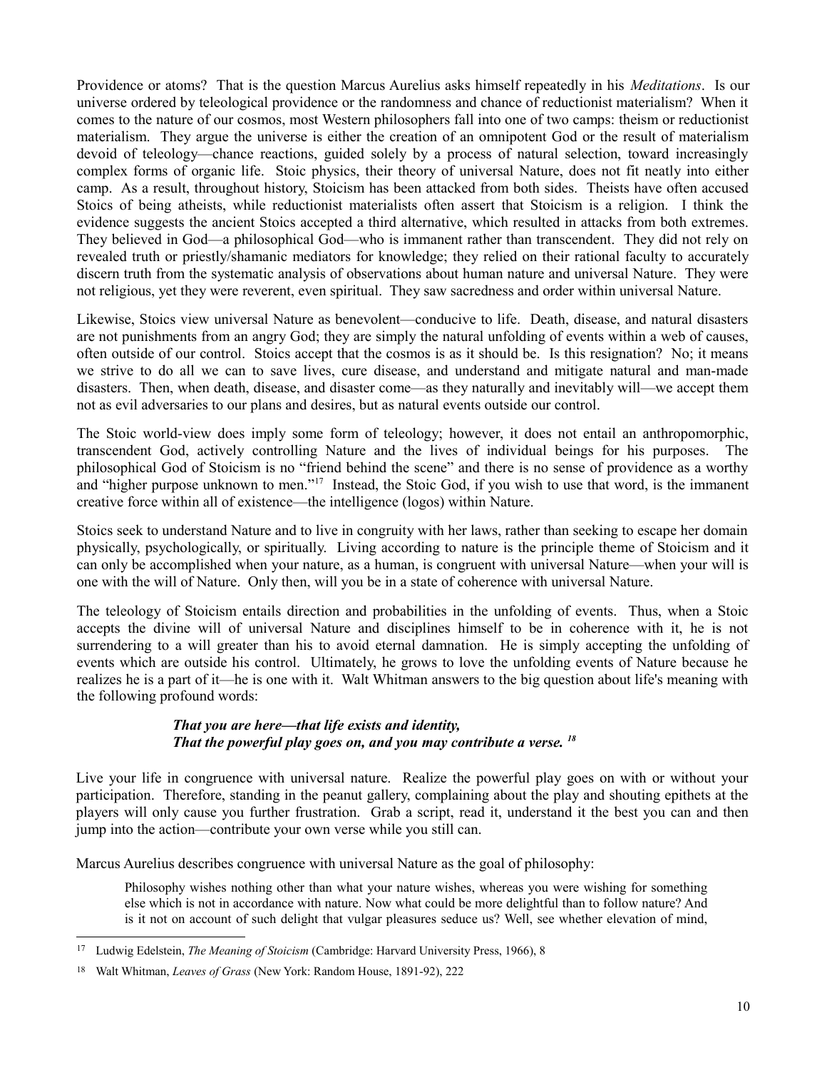Providence or atoms? That is the question Marcus Aurelius asks himself repeatedly in his *Meditations*. Is our universe ordered by teleological providence or the randomness and chance of reductionist materialism? When it comes to the nature of our cosmos, most Western philosophers fall into one of two camps: theism or reductionist materialism. They argue the universe is either the creation of an omnipotent God or the result of materialism devoid of teleology—chance reactions, guided solely by a process of natural selection, toward increasingly complex forms of organic life. Stoic physics, their theory of universal Nature, does not fit neatly into either camp. As a result, throughout history, Stoicism has been attacked from both sides. Theists have often accused Stoics of being atheists, while reductionist materialists often assert that Stoicism is a religion. I think the evidence suggests the ancient Stoics accepted a third alternative, which resulted in attacks from both extremes. They believed in God—a philosophical God—who is immanent rather than transcendent. They did not rely on revealed truth or priestly/shamanic mediators for knowledge; they relied on their rational faculty to accurately discern truth from the systematic analysis of observations about human nature and universal Nature. They were not religious, yet they were reverent, even spiritual. They saw sacredness and order within universal Nature.

Likewise, Stoics view universal Nature as benevolent—conducive to life. Death, disease, and natural disasters are not punishments from an angry God; they are simply the natural unfolding of events within a web of causes, often outside of our control. Stoics accept that the cosmos is as it should be. Is this resignation? No; it means we strive to do all we can to save lives, cure disease, and understand and mitigate natural and man-made disasters. Then, when death, disease, and disaster come—as they naturally and inevitably will—we accept them not as evil adversaries to our plans and desires, but as natural events outside our control.

The Stoic world-view does imply some form of teleology; however, it does not entail an anthropomorphic, transcendent God, actively controlling Nature and the lives of individual beings for his purposes. The philosophical God of Stoicism is no "friend behind the scene" and there is no sense of providence as a worthy and "higher purpose unknown to men."[17] Instead, the Stoic God, if you wish to use that word, is the immanent creative force within all of existence—the intelligence (logos) within Nature.

Stoics seek to understand Nature and to live in congruity with her laws, rather than seeking to escape her domain physically, psychologically, or spiritually. Living according to nature is the principle theme of Stoicism and it can only be accomplished when your nature, as a human, is congruent with universal Nature—when your will is one with the will of Nature. Only then, will you be in a state of coherence with universal Nature.

The teleology of Stoicism entails direction and probabilities in the unfolding of events. Thus, when a Stoic accepts the divine will of universal Nature and disciplines himself to be in coherence with it, he is not surrendering to a will greater than his to avoid eternal damnation. He is simply accepting the unfolding of events which are outside his control. Ultimately, he grows to love the unfolding events of Nature because he realizes he is a part of it—he is one with it. Walt Whitman answers to the big question about life's meaning with the following profound words:

> ***That you are here—that life exists and identity,***
> ***That the powerful play goes on, and you may contribute a verse.***[18]

Live your life in congruence with universal nature. Realize the powerful play goes on with or without your participation. Therefore, standing in the peanut gallery, complaining about the play and shouting epithets at the players will only cause you further frustration. Grab a script, read it, understand it the best you can and then jump into the action—contribute your own verse while you still can.

Marcus Aurelius describes congruence with universal Nature as the goal of philosophy:

> Philosophy wishes nothing other than what your nature wishes, whereas you were wishing for something else which is not in accordance with nature. Now what could be more delightful than to follow nature? And is it not on account of such delight that vulgar pleasures seduce us? Well, see whether elevation of mind,

---

[17] Ludwig Edelstein, *The Meaning of Stoicism* (Cambridge: Harvard University Press, 1966), 8

[18] Walt Whitman, *Leaves of Grass* (New York: Random House, 1891-92), 222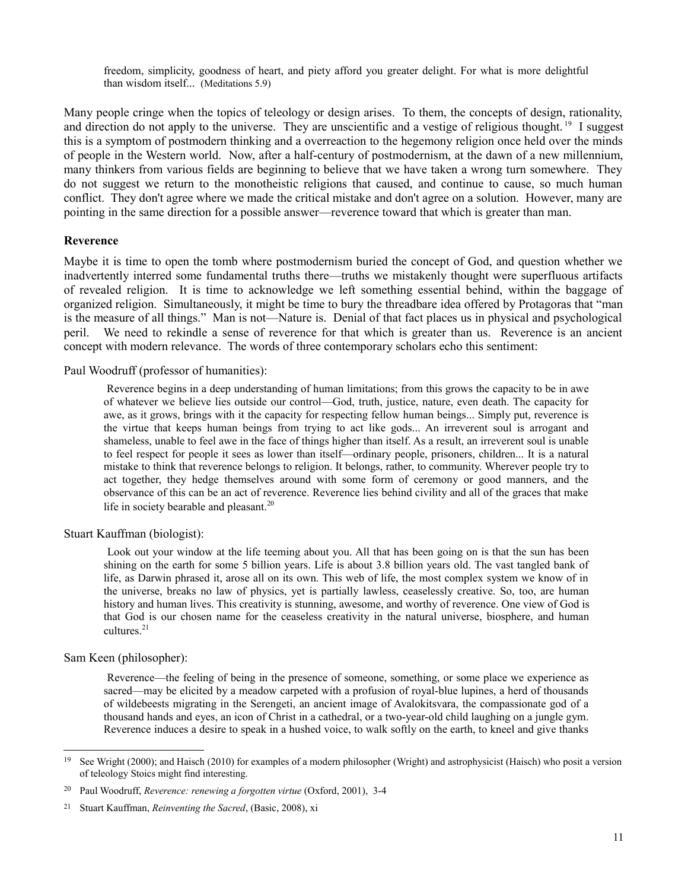> freedom, simplicity, goodness of heart, and piety afford you greater delight. For what is more delightful than wisdom itself... (Meditations 5.9)

Many people cringe when the topics of teleology or design arises. To them, the concepts of design, rationality, and direction do not apply to the universe. They are unscientific and a vestige of religious thought.[19] I suggest this is a symptom of postmodern thinking and a overreaction to the hegemony religion once held over the minds of people in the Western world. Now, after a half-century of postmodernism, at the dawn of a new millennium, many thinkers from various fields are beginning to believe that we have taken a wrong turn somewhere. They do not suggest we return to the monotheistic religions that caused, and continue to cause, so much human conflict. They don't agree where we made the critical mistake and don't agree on a solution. However, many are pointing in the same direction for a possible answer—reverence toward that which is greater than man.

**Reverence**

Maybe it is time to open the tomb where postmodernism buried the concept of God, and question whether we inadvertently interred some fundamental truths there—truths we mistakenly thought were superfluous artifacts of revealed religion. It is time to acknowledge we left something essential behind, within the baggage of organized religion. Simultaneously, it might be time to bury the threadbare idea offered by Protagoras that "man is the measure of all things." Man is not—Nature is. Denial of that fact places us in physical and psychological peril. We need to rekindle a sense of reverence for that which is greater than us. Reverence is an ancient concept with modern relevance. The words of three contemporary scholars echo this sentiment:

Paul Woodruff (professor of humanities):

> Reverence begins in a deep understanding of human limitations; from this grows the capacity to be in awe of whatever we believe lies outside our control—God, truth, justice, nature, even death. The capacity for awe, as it grows, brings with it the capacity for respecting fellow human beings... Simply put, reverence is the virtue that keeps human beings from trying to act like gods... An irreverent soul is arrogant and shameless, unable to feel awe in the face of things higher than itself. As a result, an irreverent soul is unable to feel respect for people it sees as lower than itself—ordinary people, prisoners, children... It is a natural mistake to think that reverence belongs to religion. It belongs, rather, to community. Wherever people try to act together, they hedge themselves around with some form of ceremony or good manners, and the observance of this can be an act of reverence. Reverence lies behind civility and all of the graces that make life in society bearable and pleasant.[20]

Stuart Kauffman (biologist):

> Look out your window at the life teeming about you. All that has been going on is that the sun has been shining on the earth for some 5 billion years. Life is about 3.8 billion years old. The vast tangled bank of life, as Darwin phrased it, arose all on its own. This web of life, the most complex system we know of in the universe, breaks no law of physics, yet is partially lawless, ceaselessly creative. So, too, are human history and human lives. This creativity is stunning, awesome, and worthy of reverence. One view of God is that God is our chosen name for the ceaseless creativity in the natural universe, biosphere, and human cultures.[21]

Sam Keen (philosopher):

> Reverence—the feeling of being in the presence of someone, something, or some place we experience as sacred—may be elicited by a meadow carpeted with a profusion of royal-blue lupines, a herd of thousands of wildebeests migrating in the Serengeti, an ancient image of Avalokitsvara, the compassionate god of a thousand hands and eyes, an icon of Christ in a cathedral, or a two-year-old child laughing on a jungle gym. Reverence induces a desire to speak in a hushed voice, to walk softly on the earth, to kneel and give thanks

---

[19] See Wright (2000); and Haisch (2010) for examples of a modern philosopher (Wright) and astrophysicist (Haisch) who posit a version of teleology Stoics might find interesting.

[20] Paul Woodruff, *Reverence: renewing a forgotten virtue* (Oxford, 2001), 3-4

[21] Stuart Kauffman, *Reinventing the Sacred*, (Basic, 2008), xi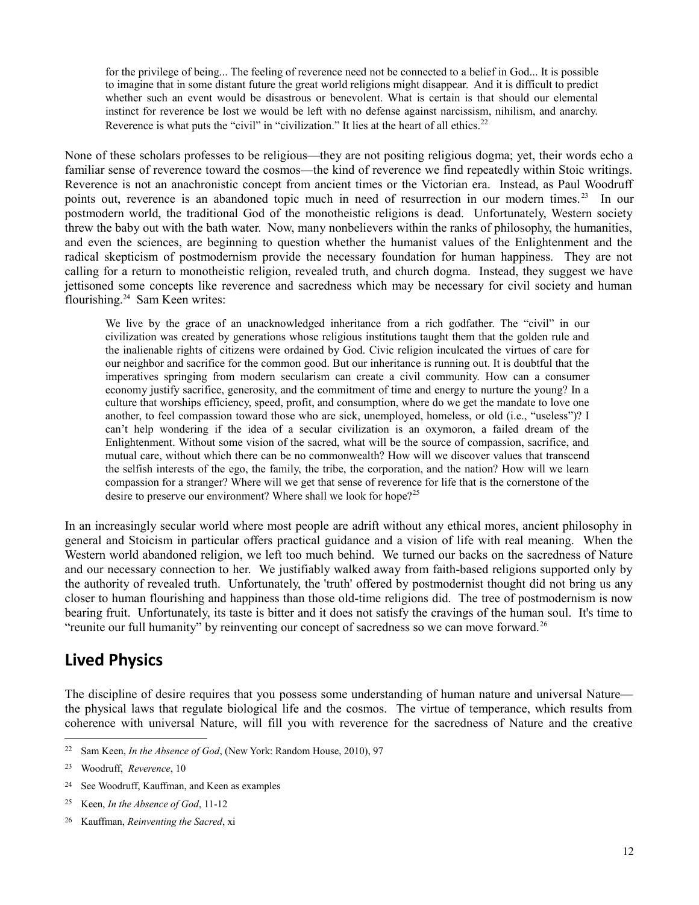> for the privilege of being... The feeling of reverence need not be connected to a belief in God... It is possible to imagine that in some distant future the great world religions might disappear. And it is difficult to predict whether such an event would be disastrous or benevolent. What is certain is that should our elemental instinct for reverence be lost we would be left with no defense against narcissism, nihilism, and anarchy. Reverence is what puts the "civil" in "civilization." It lies at the heart of all ethics.[22]

None of these scholars professes to be religious—they are not positing religious dogma; yet, their words echo a familiar sense of reverence toward the cosmos—the kind of reverence we find repeatedly within Stoic writings. Reverence is not an anachronistic concept from ancient times or the Victorian era. Instead, as Paul Woodruff points out, reverence is an abandoned topic much in need of resurrection in our modern times.[23] In our postmodern world, the traditional God of the monotheistic religions is dead. Unfortunately, Western society threw the baby out with the bath water. Now, many nonbelievers within the ranks of philosophy, the humanities, and even the sciences, are beginning to question whether the humanist values of the Enlightenment and the radical skepticism of postmodernism provide the necessary foundation for human happiness. They are not calling for a return to monotheistic religion, revealed truth, and church dogma. Instead, they suggest we have jettisoned some concepts like reverence and sacredness which may be necessary for civil society and human flourishing.[24] Sam Keen writes:

> We live by the grace of an unacknowledged inheritance from a rich godfather. The "civil" in our civilization was created by generations whose religious institutions taught them that the golden rule and the inalienable rights of citizens were ordained by God. Civic religion inculcated the virtues of care for our neighbor and sacrifice for the common good. But our inheritance is running out. It is doubtful that the imperatives springing from modern secularism can create a civil community. How can a consumer economy justify sacrifice, generosity, and the commitment of time and energy to nurture the young? In a culture that worships efficiency, speed, profit, and consumption, where do we get the mandate to love one another, to feel compassion toward those who are sick, unemployed, homeless, or old (i.e., "useless")? I can't help wondering if the idea of a secular civilization is an oxymoron, a failed dream of the Enlightenment. Without some vision of the sacred, what will be the source of compassion, sacrifice, and mutual care, without which there can be no commonwealth? How will we discover values that transcend the selfish interests of the ego, the family, the tribe, the corporation, and the nation? How will we learn compassion for a stranger? Where will we get that sense of reverence for life that is the cornerstone of the desire to preserve our environment? Where shall we look for hope?[25]

In an increasingly secular world where most people are adrift without any ethical mores, ancient philosophy in general and Stoicism in particular offers practical guidance and a vision of life with real meaning. When the Western world abandoned religion, we left too much behind. We turned our backs on the sacredness of Nature and our necessary connection to her. We justifiably walked away from faith-based religions supported only by the authority of revealed truth. Unfortunately, the 'truth' offered by postmodernist thought did not bring us any closer to human flourishing and happiness than those old-time religions did. The tree of postmodernism is now bearing fruit. Unfortunately, its taste is bitter and it does not satisfy the cravings of the human soul. It's time to "reunite our full humanity" by reinventing our concept of sacredness so we can move forward.[26]

## Lived Physics

The discipline of desire requires that you possess some understanding of human nature and universal Nature—the physical laws that regulate biological life and the cosmos. The virtue of temperance, which results from coherence with universal Nature, will fill you with reverence for the sacredness of Nature and the creative

---

[22] Sam Keen, *In the Absence of God*, (New York: Random House, 2010), 97

[23] Woodruff, *Reverence*, 10

[24] See Woodruff, Kauffman, and Keen as examples

[25] Keen, *In the Absence of God*, 11-12

[26] Kauffman, *Reinventing the Sacred*, xi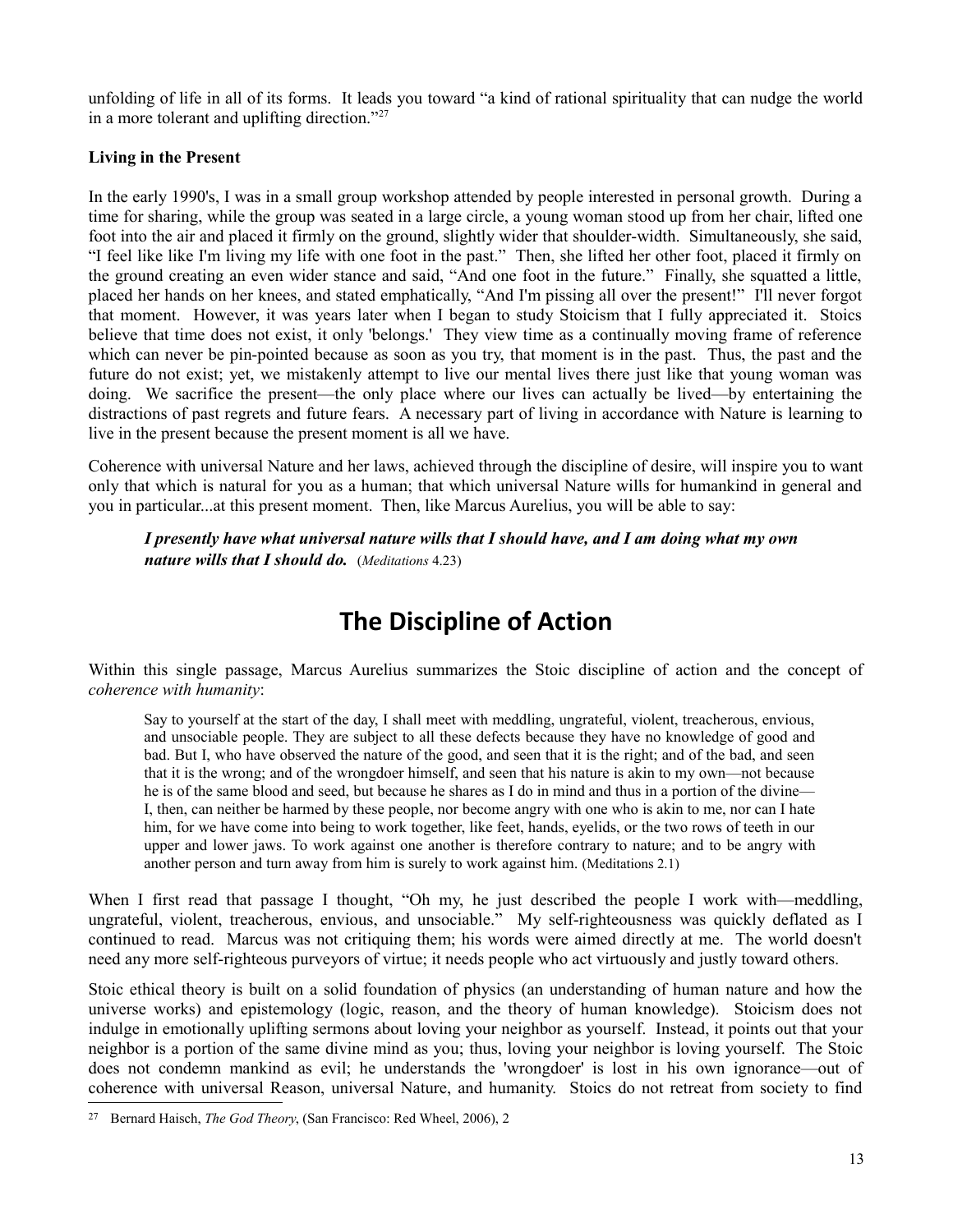unfolding of life in all of its forms. It leads you toward "a kind of rational spirituality that can nudge the world in a more tolerant and uplifting direction."[27]

**Living in the Present**

In the early 1990's, I was in a small group workshop attended by people interested in personal growth. During a time for sharing, while the group was seated in a large circle, a young woman stood up from her chair, lifted one foot into the air and placed it firmly on the ground, slightly wider that shoulder-width. Simultaneously, she said, "I feel like like I'm living my life with one foot in the past." Then, she lifted her other foot, placed it firmly on the ground creating an even wider stance and said, "And one foot in the future." Finally, she squatted a little, placed her hands on her knees, and stated emphatically, "And I'm pissing all over the present!" I'll never forgot that moment. However, it was years later when I began to study Stoicism that I fully appreciated it. Stoics believe that time does not exist, it only 'belongs.' They view time as a continually moving frame of reference which can never be pin-pointed because as soon as you try, that moment is in the past. Thus, the past and the future do not exist; yet, we mistakenly attempt to live our mental lives there just like that young woman was doing. We sacrifice the present—the only place where our lives can actually be lived—by entertaining the distractions of past regrets and future fears. A necessary part of living in accordance with Nature is learning to live in the present because the present moment is all we have.

Coherence with universal Nature and her laws, achieved through the discipline of desire, will inspire you to want only that which is natural for you as a human; that which universal Nature wills for humankind in general and you in particular...at this present moment. Then, like Marcus Aurelius, you will be able to say:

> ***I presently have what universal nature wills that I should have, and I am doing what my own nature wills that I should do.*** (*Meditations* 4.23)

# The Discipline of Action

Within this single passage, Marcus Aurelius summarizes the Stoic discipline of action and the concept of *coherence with humanity*:

> Say to yourself at the start of the day, I shall meet with meddling, ungrateful, violent, treacherous, envious, and unsociable people. They are subject to all these defects because they have no knowledge of good and bad. But I, who have observed the nature of the good, and seen that it is the right; and of the bad, and seen that it is the wrong; and of the wrongdoer himself, and seen that his nature is akin to my own—not because he is of the same blood and seed, but because he shares as I do in mind and thus in a portion of the divine—I, then, can neither be harmed by these people, nor become angry with one who is akin to me, nor can I hate him, for we have come into being to work together, like feet, hands, eyelids, or the two rows of teeth in our upper and lower jaws. To work against one another is therefore contrary to nature; and to be angry with another person and turn away from him is surely to work against him. (Meditations 2.1)

When I first read that passage I thought, "Oh my, he just described the people I work with—meddling, ungrateful, violent, treacherous, envious, and unsociable." My self-righteousness was quickly deflated as I continued to read. Marcus was not critiquing them; his words were aimed directly at me. The world doesn't need any more self-righteous purveyors of virtue; it needs people who act virtuously and justly toward others.

Stoic ethical theory is built on a solid foundation of physics (an understanding of human nature and how the universe works) and epistemology (logic, reason, and the theory of human knowledge). Stoicism does not indulge in emotionally uplifting sermons about loving your neighbor as yourself. Instead, it points out that your neighbor is a portion of the same divine mind as you; thus, loving your neighbor is loving yourself. The Stoic does not condemn mankind as evil; he understands the 'wrongdoer' is lost in his own ignorance—out of coherence with universal Reason, universal Nature, and humanity. Stoics do not retreat from society to find

---

[27] Bernard Haisch, *The God Theory*, (San Francisco: Red Wheel, 2006), 2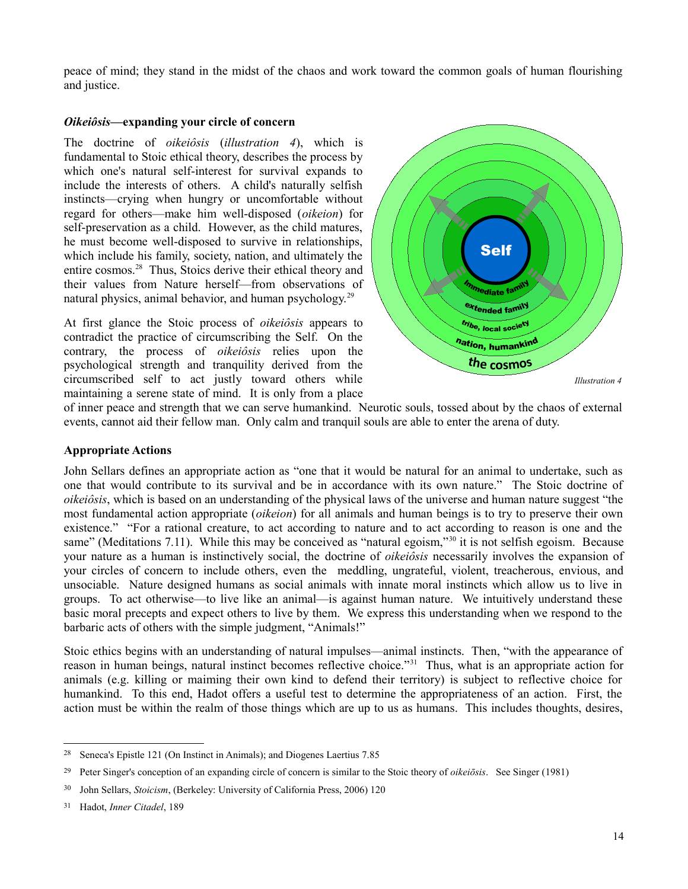peace of mind; they stand in the midst of the chaos and work toward the common goals of human flourishing and justice.

### *Oikeiôsis*—expanding your circle of concern

The doctrine of *oikeiôsis* (*illustration 4*), which is fundamental to Stoic ethical theory, describes the process by which one's natural self-interest for survival expands to include the interests of others. A child's naturally selfish instincts—crying when hungry or uncomfortable without regard for others—make him well-disposed (*oikeion*) for self-preservation as a child. However, as the child matures, he must become well-disposed to survive in relationships, which include his family, society, nation, and ultimately the entire cosmos.[28] Thus, Stoics derive their ethical theory and their values from Nature herself—from observations of natural physics, animal behavior, and human psychology.[29]

*Illustration 4*

At first glance the Stoic process of *oikeiôsis* appears to contradict the practice of circumscribing the Self. On the contrary, the process of *oikeiôsis* relies upon the psychological strength and tranquility derived from the circumscribed self to act justly toward others while maintaining a serene state of mind. It is only from a place of inner peace and strength that we can serve humankind. Neurotic souls, tossed about by the chaos of external events, cannot aid their fellow man. Only calm and tranquil souls are able to enter the arena of duty.

### Appropriate Actions

John Sellars defines an appropriate action as "one that it would be natural for an animal to undertake, such as one that would contribute to its survival and be in accordance with its own nature." The Stoic doctrine of *oikeiôsis*, which is based on an understanding of the physical laws of the universe and human nature suggest "the most fundamental action appropriate (*oikeion*) for all animals and human beings is to try to preserve their own existence." "For a rational creature, to act according to nature and to act according to reason is one and the same" (Meditations 7.11). While this may be conceived as "natural egoism,"[30] it is not selfish egoism. Because your nature as a human is instinctively social, the doctrine of *oikeiôsis* necessarily involves the expansion of your circles of concern to include others, even the meddling, ungrateful, violent, treacherous, envious, and unsociable. Nature designed humans as social animals with innate moral instincts which allow us to live in groups. To act otherwise—to live like an animal—is against human nature. We intuitively understand these basic moral precepts and expect others to live by them. We express this understanding when we respond to the barbaric acts of others with the simple judgment, "Animals!"

Stoic ethics begins with an understanding of natural impulses—animal instincts. Then, "with the appearance of reason in human beings, natural instinct becomes reflective choice."[31] Thus, what is an appropriate action for animals (e.g. killing or maiming their own kind to defend their territory) is subject to reflective choice for humankind. To this end, Hadot offers a useful test to determine the appropriateness of an action. First, the action must be within the realm of those things which are up to us as humans. This includes thoughts, desires,

---

[28] Seneca's Epistle 121 (On Instinct in Animals); and Diogenes Laertius 7.85

[29] Peter Singer's conception of an expanding circle of concern is similar to the Stoic theory of *oikeiōsis*. See Singer (1981)

[30] John Sellars, *Stoicism*, (Berkeley: University of California Press, 2006) 120

[31] Hadot, *Inner Citadel*, 189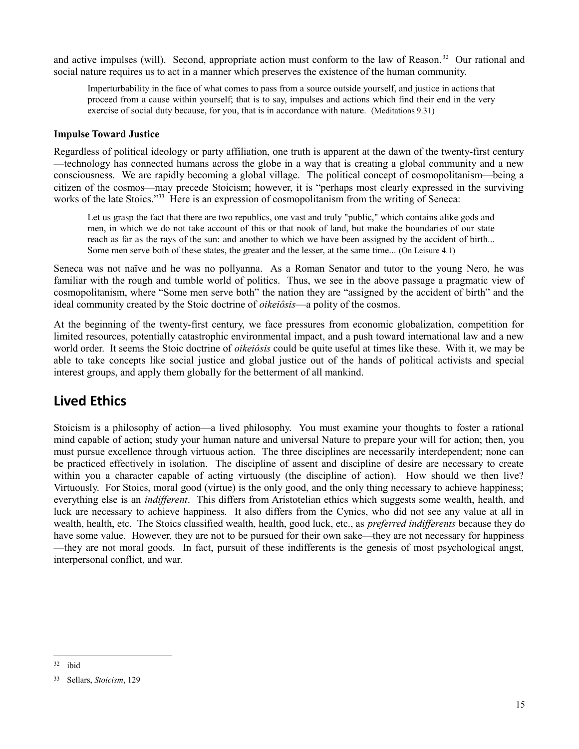and active impulses (will). Second, appropriate action must conform to the law of Reason.[32] Our rational and social nature requires us to act in a manner which preserves the existence of the human community.

> Imperturbability in the face of what comes to pass from a source outside yourself, and justice in actions that proceed from a cause within yourself; that is to say, impulses and actions which find their end in the very exercise of social duty because, for you, that is in accordance with nature. (Meditations 9.31)

**Impulse Toward Justice**

Regardless of political ideology or party affiliation, one truth is apparent at the dawn of the twenty-first century—technology has connected humans across the globe in a way that is creating a global community and a new consciousness. We are rapidly becoming a global village. The political concept of cosmopolitanism—being a citizen of the cosmos—may precede Stoicism; however, it is "perhaps most clearly expressed in the surviving works of the late Stoics."[33] Here is an expression of cosmopolitanism from the writing of Seneca:

> Let us grasp the fact that there are two republics, one vast and truly "public," which contains alike gods and men, in which we do not take account of this or that nook of land, but make the boundaries of our state reach as far as the rays of the sun: and another to which we have been assigned by the accident of birth... Some men serve both of these states, the greater and the lesser, at the same time... (On Leisure 4.1)

Seneca was not naïve and he was no pollyanna. As a Roman Senator and tutor to the young Nero, he was familiar with the rough and tumble world of politics. Thus, we see in the above passage a pragmatic view of cosmopolitanism, where "Some men serve both" the nation they are "assigned by the accident of birth" and the ideal community created by the Stoic doctrine of *oikeiôsis*—a polity of the cosmos.

At the beginning of the twenty-first century, we face pressures from economic globalization, competition for limited resources, potentially catastrophic environmental impact, and a push toward international law and a new world order. It seems the Stoic doctrine of *oikeiôsis* could be quite useful at times like these. With it, we may be able to take concepts like social justice and global justice out of the hands of political activists and special interest groups, and apply them globally for the betterment of all mankind.

## Lived Ethics

Stoicism is a philosophy of action—a lived philosophy. You must examine your thoughts to foster a rational mind capable of action; study your human nature and universal Nature to prepare your will for action; then, you must pursue excellence through virtuous action. The three disciplines are necessarily interdependent; none can be practiced effectively in isolation. The discipline of assent and discipline of desire are necessary to create within you a character capable of acting virtuously (the discipline of action). How should we then live? Virtuously. For Stoics, moral good (virtue) is the only good, and the only thing necessary to achieve happiness; everything else is an *indifferent*. This differs from Aristotelian ethics which suggests some wealth, health, and luck are necessary to achieve happiness. It also differs from the Cynics, who did not see any value at all in wealth, health, etc. The Stoics classified wealth, health, good luck, etc., as *preferred indifferents* because they do have some value. However, they are not to be pursued for their own sake—they are not necessary for happiness—they are not moral goods. In fact, pursuit of these indifferents is the genesis of most psychological angst, interpersonal conflict, and war.

---

[32] ibid

[33] Sellars, *Stoicism*, 129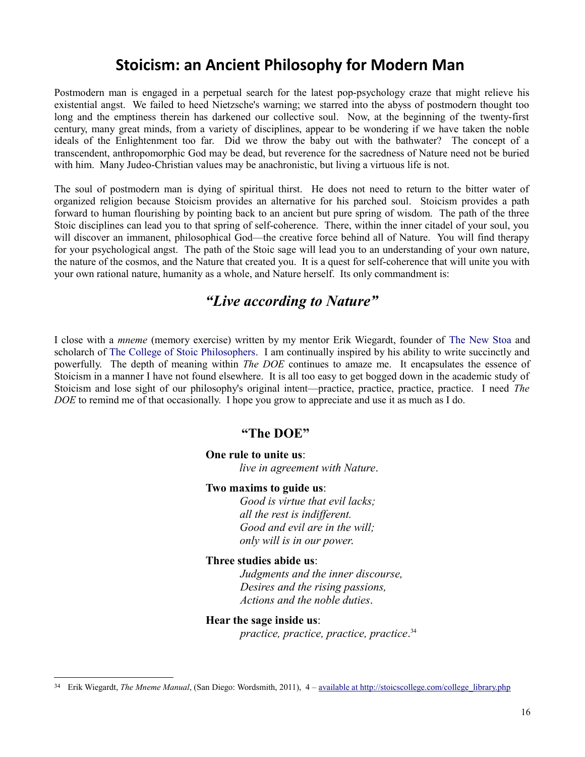# Stoicism: an Ancient Philosophy for Modern Man

Postmodern man is engaged in a perpetual search for the latest pop-psychology craze that might relieve his existential angst. We failed to heed Nietzsche's warning; we starred into the abyss of postmodern thought too long and the emptiness therein has darkened our collective soul. Now, at the beginning of the twenty-first century, many great minds, from a variety of disciplines, appear to be wondering if we have taken the noble ideals of the Enlightenment too far. Did we throw the baby out with the bathwater? The concept of a transcendent, anthropomorphic God may be dead, but reverence for the sacredness of Nature need not be buried with him. Many Judeo-Christian values may be anachronistic, but living a virtuous life is not.

The soul of postmodern man is dying of spiritual thirst. He does not need to return to the bitter water of organized religion because Stoicism provides an alternative for his parched soul. Stoicism provides a path forward to human flourishing by pointing back to an ancient but pure spring of wisdom. The path of the three Stoic disciplines can lead you to that spring of self-coherence. There, within the inner citadel of your soul, you will discover an immanent, philosophical God—the creative force behind all of Nature. You will find therapy for your psychological angst. The path of the Stoic sage will lead you to an understanding of your own nature, the nature of the cosmos, and the Nature that created you. It is a quest for self-coherence that will unite you with your own rational nature, humanity as a whole, and Nature herself. Its only commandment is:

## *"Live according to Nature"*

I close with a *mneme* (memory exercise) written by my mentor Erik Wiegardt, founder of The New Stoa and scholarch of The College of Stoic Philosophers. I am continually inspired by his ability to write succinctly and powerfully. The depth of meaning within *The DOE* continues to amaze me. It encapsulates the essence of Stoicism in a manner I have not found elsewhere. It is all too easy to get bogged down in the academic study of Stoicism and lose sight of our philosophy's original intent—practice, practice, practice, practice. I need *The DOE* to remind me of that occasionally. I hope you grow to appreciate and use it as much as I do.

### "The DOE"

**One rule to unite us**:
*live in agreement with Nature*.

**Two maxims to guide us**:
*Good is virtue that evil lacks;*
*all the rest is indifferent.*
*Good and evil are in the will;*
*only will is in our power.*

**Three studies abide us**:
*Judgments and the inner discourse,*
*Desires and the rising passions,*
*Actions and the noble duties*.

**Hear the sage inside us**:
*practice, practice, practice, practice*.[34]

---

[34] Erik Wiegardt, *The Mneme Manual*, (San Diego: Wordsmith, 2011), 4 – available at http://stoicscollege.com/college_library.php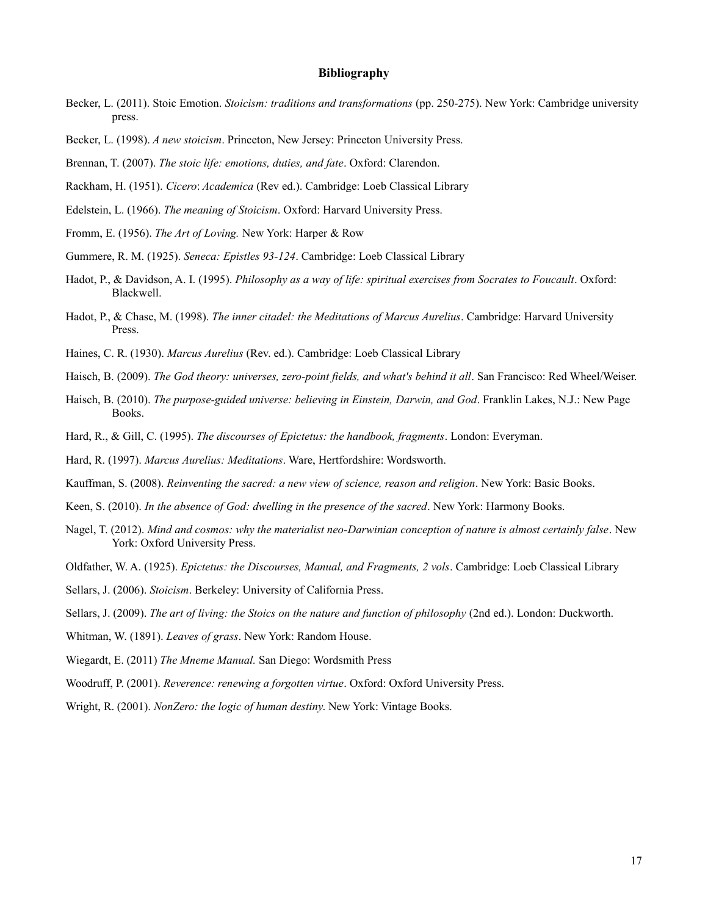# Bibliography

Becker, L. (2011). Stoic Emotion. *Stoicism: traditions and transformations* (pp. 250-275). New York: Cambridge university press.

Becker, L. (1998). *A new stoicism*. Princeton, New Jersey: Princeton University Press.

Brennan, T. (2007). *The stoic life: emotions, duties, and fate*. Oxford: Clarendon.

Rackham, H. (1951). *Cicero*: *Academica* (Rev ed.). Cambridge: Loeb Classical Library

Edelstein, L. (1966). *The meaning of Stoicism*. Oxford: Harvard University Press.

Fromm, E. (1956). *The Art of Loving.* New York: Harper & Row

Gummere, R. M. (1925). *Seneca: Epistles 93-124*. Cambridge: Loeb Classical Library

Hadot, P., & Davidson, A. I. (1995). *Philosophy as a way of life: spiritual exercises from Socrates to Foucault*. Oxford: Blackwell.

Hadot, P., & Chase, M. (1998). *The inner citadel: the Meditations of Marcus Aurelius*. Cambridge: Harvard University Press.

Haines, C. R. (1930). *Marcus Aurelius* (Rev. ed.). Cambridge: Loeb Classical Library

Haisch, B. (2009). *The God theory: universes, zero-point fields, and what's behind it all*. San Francisco: Red Wheel/Weiser.

Haisch, B. (2010). *The purpose-guided universe: believing in Einstein, Darwin, and God*. Franklin Lakes, N.J.: New Page Books.

Hard, R., & Gill, C. (1995). *The discourses of Epictetus: the handbook, fragments*. London: Everyman.

Hard, R. (1997). *Marcus Aurelius: Meditations*. Ware, Hertfordshire: Wordsworth.

Kauffman, S. (2008). *Reinventing the sacred: a new view of science, reason and religion*. New York: Basic Books.

Keen, S. (2010). *In the absence of God: dwelling in the presence of the sacred*. New York: Harmony Books.

Nagel, T. (2012). *Mind and cosmos: why the materialist neo-Darwinian conception of nature is almost certainly false*. New York: Oxford University Press.

Oldfather, W. A. (1925). *Epictetus: the Discourses, Manual, and Fragments, 2 vols*. Cambridge: Loeb Classical Library

Sellars, J. (2006). *Stoicism*. Berkeley: University of California Press.

Sellars, J. (2009). *The art of living: the Stoics on the nature and function of philosophy* (2nd ed.). London: Duckworth.

Whitman, W. (1891). *Leaves of grass*. New York: Random House.

Wiegardt, E. (2011) *The Mneme Manual.* San Diego: Wordsmith Press

Woodruff, P. (2001). *Reverence: renewing a forgotten virtue*. Oxford: Oxford University Press.

Wright, R. (2001). *NonZero: the logic of human destiny*. New York: Vintage Books.